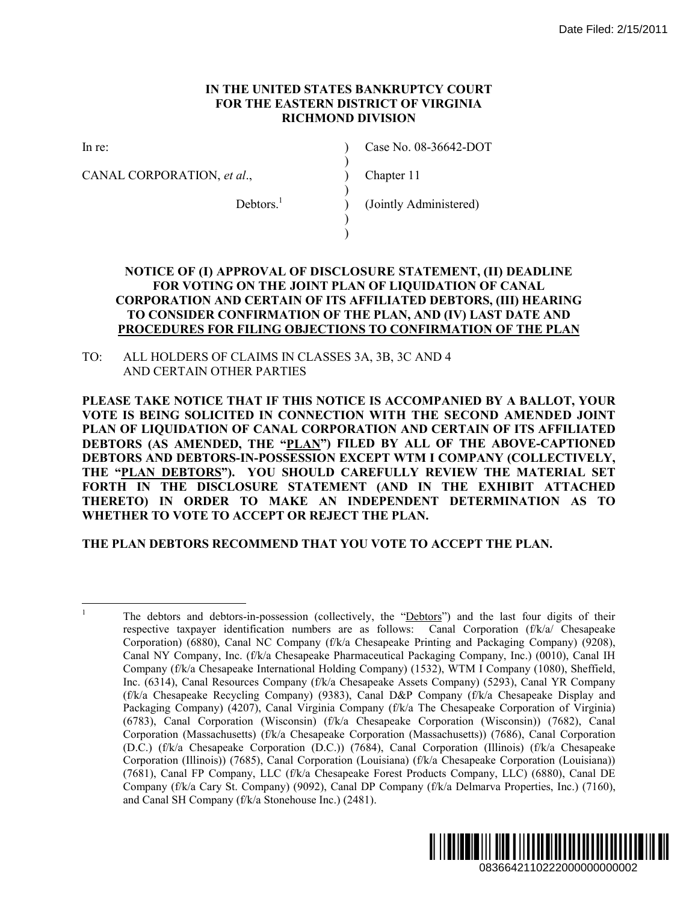Date Filed: 2/15/2011

**IN THE UNITED STATES BANKRUPTCY COURT**
**FOR THE EASTERN DISTRICT OF VIRGINIA**
**RICHMOND DIVISION**

| | | |
|---|---|---|
| In re: | ) | Case No. 08-36642-DOT |
| | ) | |
| CANAL CORPORATION, *et al*., | ) | Chapter 11 |
| | ) | |
| Debtors.[1] | ) | (Jointly Administered) |
| | ) | |
| | ) | |

**NOTICE OF (I) APPROVAL OF DISCLOSURE STATEMENT, (II) DEADLINE FOR VOTING ON THE JOINT PLAN OF LIQUIDATION OF CANAL CORPORATION AND CERTAIN OF ITS AFFILIATED DEBTORS, (III) HEARING TO CONSIDER CONFIRMATION OF THE PLAN, AND (IV) LAST DATE AND PROCEDURES FOR FILING OBJECTIONS TO CONFIRMATION OF THE PLAN**

TO: ALL HOLDERS OF CLAIMS IN CLASSES 3A, 3B, 3C AND 4 AND CERTAIN OTHER PARTIES

**PLEASE TAKE NOTICE THAT IF THIS NOTICE IS ACCOMPANIED BY A BALLOT, YOUR VOTE IS BEING SOLICITED IN CONNECTION WITH THE SECOND AMENDED JOINT PLAN OF LIQUIDATION OF CANAL CORPORATION AND CERTAIN OF ITS AFFILIATED DEBTORS (AS AMENDED, THE "PLAN") FILED BY ALL OF THE ABOVE-CAPTIONED DEBTORS AND DEBTORS-IN-POSSESSION EXCEPT WTM I COMPANY (COLLECTIVELY, THE "PLAN DEBTORS"). YOU SHOULD CAREFULLY REVIEW THE MATERIAL SET FORTH IN THE DISCLOSURE STATEMENT (AND IN THE EXHIBIT ATTACHED THERETO) IN ORDER TO MAKE AN INDEPENDENT DETERMINATION AS TO WHETHER TO VOTE TO ACCEPT OR REJECT THE PLAN.**

**THE PLAN DEBTORS RECOMMEND THAT YOU VOTE TO ACCEPT THE PLAN.**

---

[1] The debtors and debtors-in-possession (collectively, the "Debtors") and the last four digits of their respective taxpayer identification numbers are as follows: Canal Corporation (f/k/a/ Chesapeake Corporation) (6880), Canal NC Company (f/k/a Chesapeake Printing and Packaging Company) (9208), Canal NY Company, Inc. (f/k/a Chesapeake Pharmaceutical Packaging Company, Inc.) (0010), Canal IH Company (f/k/a Chesapeake International Holding Company) (1532), WTM I Company (1080), Sheffield, Inc. (6314), Canal Resources Company (f/k/a Chesapeake Assets Company) (5293), Canal YR Company (f/k/a Chesapeake Recycling Company) (9383), Canal D&P Company (f/k/a Chesapeake Display and Packaging Company) (4207), Canal Virginia Company (f/k/a The Chesapeake Corporation of Virginia) (6783), Canal Corporation (Wisconsin) (f/k/a Chesapeake Corporation (Wisconsin)) (7682), Canal Corporation (Massachusetts) (f/k/a Chesapeake Corporation (Massachusetts)) (7686), Canal Corporation (D.C.) (f/k/a Chesapeake Corporation (D.C.)) (7684), Canal Corporation (Illinois) (f/k/a Chesapeake Corporation (Illinois)) (7685), Canal Corporation (Louisiana) (f/k/a Chesapeake Corporation (Louisiana)) (7681), Canal FP Company, LLC (f/k/a Chesapeake Forest Products Company, LLC) (6880), Canal DE Company (f/k/a Cary St. Company) (9092), Canal DP Company (f/k/a Delmarva Properties, Inc.) (7160), and Canal SH Company (f/k/a Stonehouse Inc.) (2481).

0836642110222000000000002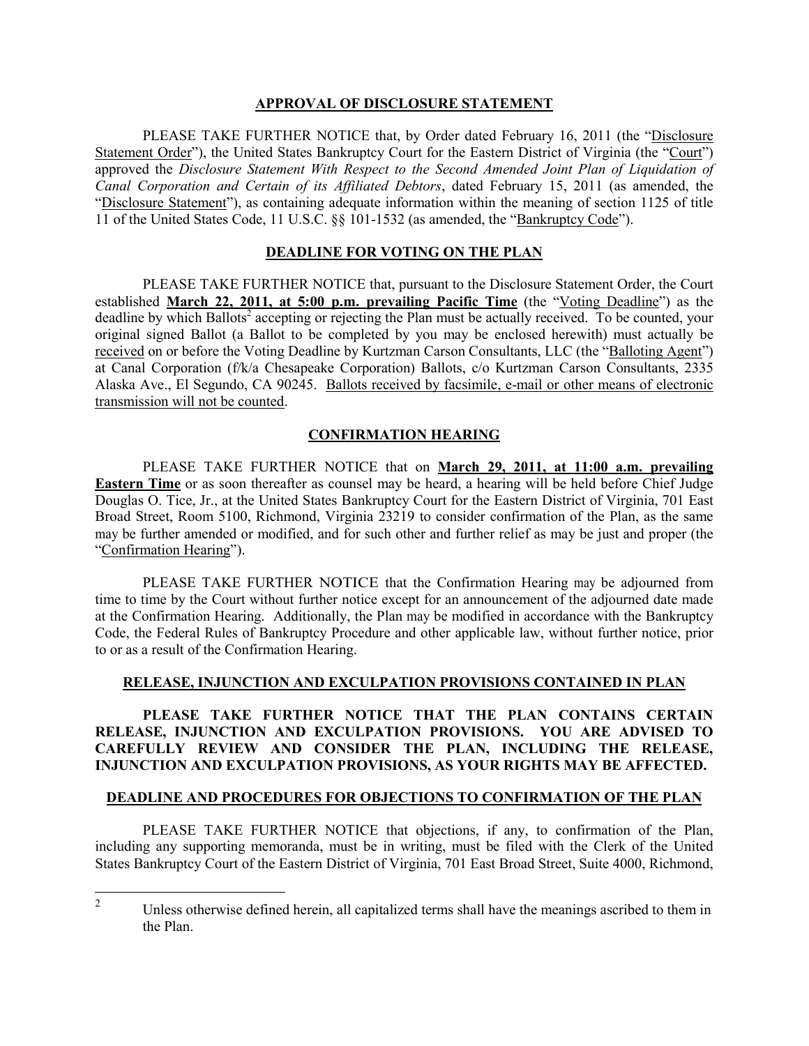## APPROVAL OF DISCLOSURE STATEMENT

PLEASE TAKE FURTHER NOTICE that, by Order dated February 16, 2011 (the "Disclosure Statement Order"), the United States Bankruptcy Court for the Eastern District of Virginia (the "Court") approved the *Disclosure Statement With Respect to the Second Amended Joint Plan of Liquidation of Canal Corporation and Certain of its Affiliated Debtors*, dated February 15, 2011 (as amended, the "Disclosure Statement"), as containing adequate information within the meaning of section 1125 of title 11 of the United States Code, 11 U.S.C. §§ 101-1532 (as amended, the "Bankruptcy Code").

## DEADLINE FOR VOTING ON THE PLAN

PLEASE TAKE FURTHER NOTICE that, pursuant to the Disclosure Statement Order, the Court established **March 22, 2011, at 5:00 p.m. prevailing Pacific Time** (the "Voting Deadline") as the deadline by which Ballots[2] accepting or rejecting the Plan must be actually received. To be counted, your original signed Ballot (a Ballot to be completed by you may be enclosed herewith) must actually be received on or before the Voting Deadline by Kurtzman Carson Consultants, LLC (the "Balloting Agent") at Canal Corporation (f/k/a Chesapeake Corporation) Ballots, c/o Kurtzman Carson Consultants, 2335 Alaska Ave., El Segundo, CA 90245. Ballots received by facsimile, e-mail or other means of electronic transmission will not be counted.

## CONFIRMATION HEARING

PLEASE TAKE FURTHER NOTICE that on **March 29, 2011, at 11:00 a.m. prevailing Eastern Time** or as soon thereafter as counsel may be heard, a hearing will be held before Chief Judge Douglas O. Tice, Jr., at the United States Bankruptcy Court for the Eastern District of Virginia, 701 East Broad Street, Room 5100, Richmond, Virginia 23219 to consider confirmation of the Plan, as the same may be further amended or modified, and for such other and further relief as may be just and proper (the "Confirmation Hearing").

PLEASE TAKE FURTHER NOTICE that the Confirmation Hearing may be adjourned from time to time by the Court without further notice except for an announcement of the adjourned date made at the Confirmation Hearing. Additionally, the Plan may be modified in accordance with the Bankruptcy Code, the Federal Rules of Bankruptcy Procedure and other applicable law, without further notice, prior to or as a result of the Confirmation Hearing.

## RELEASE, INJUNCTION AND EXCULPATION PROVISIONS CONTAINED IN PLAN

**PLEASE TAKE FURTHER NOTICE THAT THE PLAN CONTAINS CERTAIN RELEASE, INJUNCTION AND EXCULPATION PROVISIONS. YOU ARE ADVISED TO CAREFULLY REVIEW AND CONSIDER THE PLAN, INCLUDING THE RELEASE, INJUNCTION AND EXCULPATION PROVISIONS, AS YOUR RIGHTS MAY BE AFFECTED.**

## DEADLINE AND PROCEDURES FOR OBJECTIONS TO CONFIRMATION OF THE PLAN

PLEASE TAKE FURTHER NOTICE that objections, if any, to confirmation of the Plan, including any supporting memoranda, must be in writing, must be filed with the Clerk of the United States Bankruptcy Court of the Eastern District of Virginia, 701 East Broad Street, Suite 4000, Richmond,

[2] Unless otherwise defined herein, all capitalized terms shall have the meanings ascribed to them in the Plan.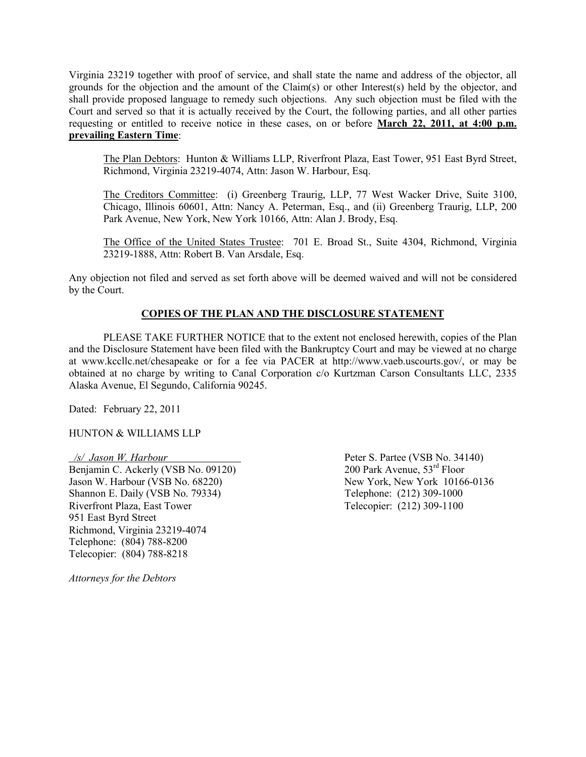Virginia 23219 together with proof of service, and shall state the name and address of the objector, all grounds for the objection and the amount of the Claim(s) or other Interest(s) held by the objector, and shall provide proposed language to remedy such objections. Any such objection must be filed with the Court and served so that it is actually received by the Court, the following parties, and all other parties requesting or entitled to receive notice in these cases, on or before **March 22, 2011, at 4:00 p.m. prevailing Eastern Time**:

> The Plan Debtors: Hunton & Williams LLP, Riverfront Plaza, East Tower, 951 East Byrd Street, Richmond, Virginia 23219-4074, Attn: Jason W. Harbour, Esq.
>
> The Creditors Committee: (i) Greenberg Traurig, LLP, 77 West Wacker Drive, Suite 3100, Chicago, Illinois 60601, Attn: Nancy A. Peterman, Esq., and (ii) Greenberg Traurig, LLP, 200 Park Avenue, New York, New York 10166, Attn: Alan J. Brody, Esq.
>
> The Office of the United States Trustee: 701 E. Broad St., Suite 4304, Richmond, Virginia 23219-1888, Attn: Robert B. Van Arsdale, Esq.

Any objection not filed and served as set forth above will be deemed waived and will not be considered by the Court.

## COPIES OF THE PLAN AND THE DISCLOSURE STATEMENT

PLEASE TAKE FURTHER NOTICE that to the extent not enclosed herewith, copies of the Plan and the Disclosure Statement have been filed with the Bankruptcy Court and may be viewed at no charge at www.kccllc.net/chesapeake or for a fee via PACER at http://www.vaeb.uscourts.gov/, or may be obtained at no charge by writing to Canal Corporation c/o Kurtzman Carson Consultants LLC, 2335 Alaska Avenue, El Segundo, California 90245.

Dated: February 22, 2011

HUNTON & WILLIAMS LLP

*/s/ Jason W. Harbour*
Benjamin C. Ackerly (VSB No. 09120)
Jason W. Harbour (VSB No. 68220)
Shannon E. Daily (VSB No. 79334)
Riverfront Plaza, East Tower
951 East Byrd Street
Richmond, Virginia 23219-4074
Telephone: (804) 788-8200
Telecopier: (804) 788-8218

Peter S. Partee (VSB No. 34140)
200 Park Avenue, 53rd Floor
New York, New York 10166-0136
Telephone: (212) 309-1000
Telecopier: (212) 309-1100

*Attorneys for the Debtors*